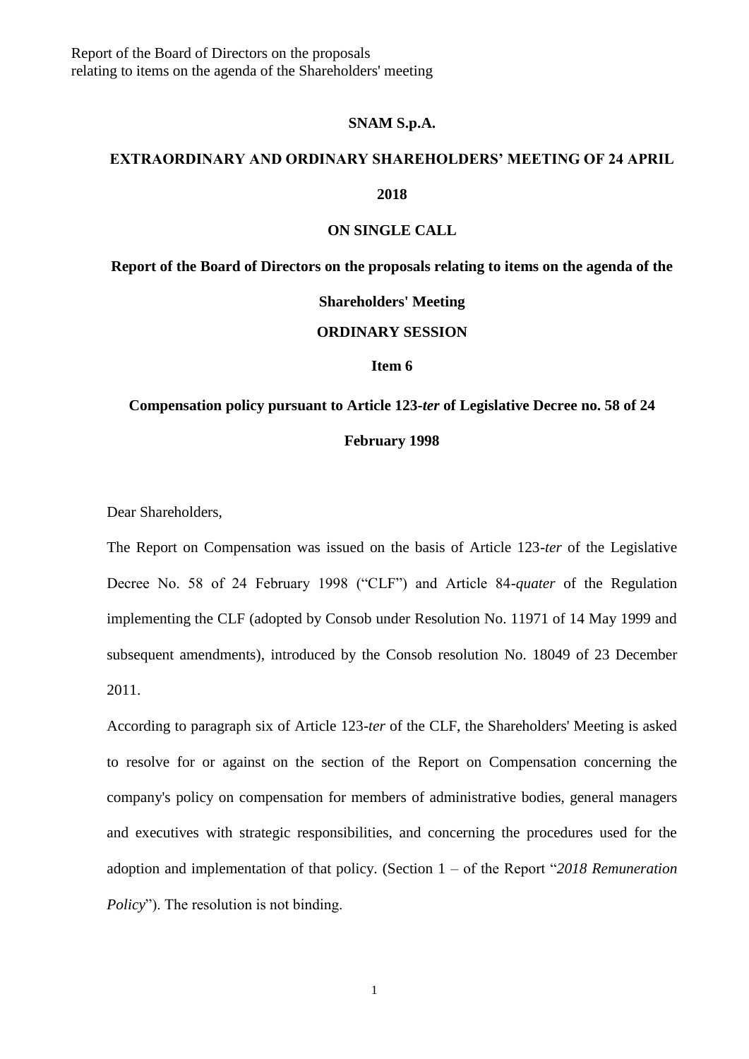Report of the Board of Directors on the proposals
relating to items on the agenda of the Shareholders' meeting

# SNAM S.p.A.

## EXTRAORDINARY AND ORDINARY SHAREHOLDERS' MEETING OF 24 APRIL 2018

## ON SINGLE CALL

## Report of the Board of Directors on the proposals relating to items on the agenda of the Shareholders' Meeting

### ORDINARY SESSION

### Item 6

### Compensation policy pursuant to Article 123-*ter* of Legislative Decree no. 58 of 24 February 1998

Dear Shareholders,

The Report on Compensation was issued on the basis of Article 123-*ter* of the Legislative Decree No. 58 of 24 February 1998 ("CLF") and Article 84-*quater* of the Regulation implementing the CLF (adopted by Consob under Resolution No. 11971 of 14 May 1999 and subsequent amendments), introduced by the Consob resolution No. 18049 of 23 December 2011.

According to paragraph six of Article 123-*ter* of the CLF, the Shareholders' Meeting is asked to resolve for or against on the section of the Report on Compensation concerning the company's policy on compensation for members of administrative bodies, general managers and executives with strategic responsibilities, and concerning the procedures used for the adoption and implementation of that policy. (Section 1 – of the Report "*2018 Remuneration Policy*"). The resolution is not binding.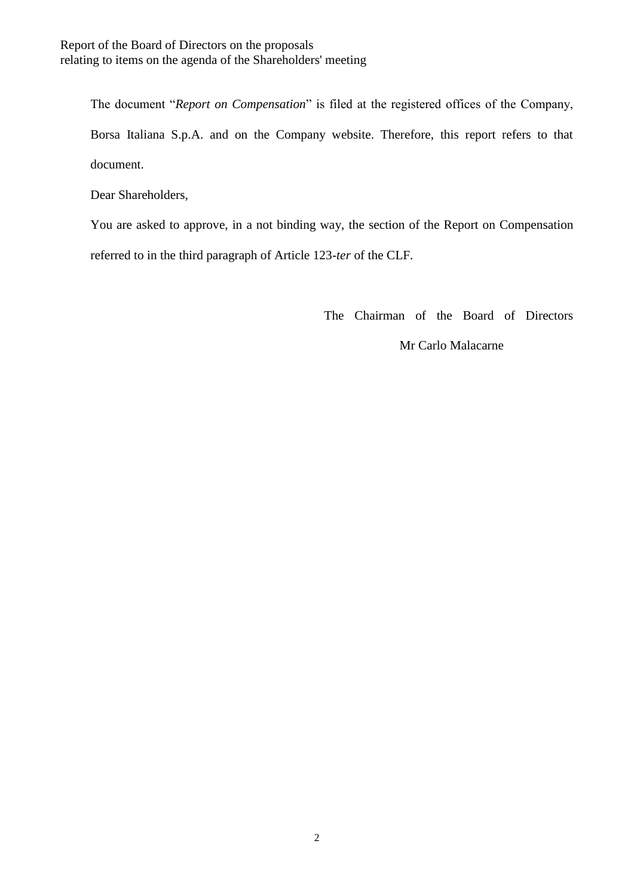The document "*Report on Compensation*" is filed at the registered offices of the Company, Borsa Italiana S.p.A. and on the Company website. Therefore, this report refers to that document.

Dear Shareholders,

You are asked to approve, in a not binding way, the section of the Report on Compensation referred to in the third paragraph of Article 123-*ter* of the CLF.

The Chairman of the Board of Directors

Mr Carlo Malacarne